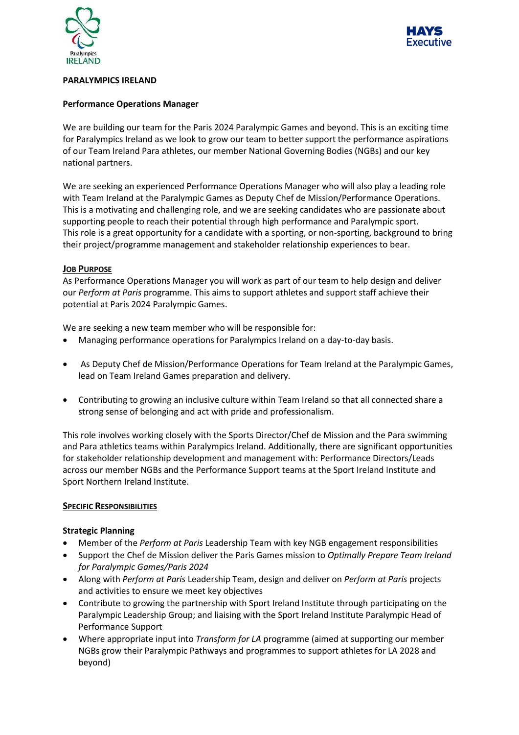# PARALYMPICS IRELAND

## Performance Operations Manager

We are building our team for the Paris 2024 Paralympic Games and beyond. This is an exciting time for Paralympics Ireland as we look to grow our team to better support the performance aspirations of our Team Ireland Para athletes, our member National Governing Bodies (NGBs) and our key national partners.

We are seeking an experienced Performance Operations Manager who will also play a leading role with Team Ireland at the Paralympic Games as Deputy Chef de Mission/Performance Operations. This is a motivating and challenging role, and we are seeking candidates who are passionate about supporting people to reach their potential through high performance and Paralympic sport.
This role is a great opportunity for a candidate with a sporting, or non-sporting, background to bring their project/programme management and stakeholder relationship experiences to bear.

### Job Purpose

As Performance Operations Manager you will work as part of our team to help design and deliver our *Perform at Paris* programme. This aims to support athletes and support staff achieve their potential at Paris 2024 Paralympic Games.

We are seeking a new team member who will be responsible for:

- Managing performance operations for Paralympics Ireland on a day-to-day basis.
- As Deputy Chef de Mission/Performance Operations for Team Ireland at the Paralympic Games, lead on Team Ireland Games preparation and delivery.
- Contributing to growing an inclusive culture within Team Ireland so that all connected share a strong sense of belonging and act with pride and professionalism.

This role involves working closely with the Sports Director/Chef de Mission and the Para swimming and Para athletics teams within Paralympics Ireland. Additionally, there are significant opportunities for stakeholder relationship development and management with: Performance Directors/Leads across our member NGBs and the Performance Support teams at the Sport Ireland Institute and Sport Northern Ireland Institute.

### Specific Responsibilities

**Strategic Planning**

- Member of the *Perform at Paris* Leadership Team with key NGB engagement responsibilities
- Support the Chef de Mission deliver the Paris Games mission to *Optimally Prepare Team Ireland for Paralympic Games/Paris 2024*
- Along with *Perform at Paris* Leadership Team, design and deliver on *Perform at Paris* projects and activities to ensure we meet key objectives
- Contribute to growing the partnership with Sport Ireland Institute through participating on the Paralympic Leadership Group; and liaising with the Sport Ireland Institute Paralympic Head of Performance Support
- Where appropriate input into *Transform for LA* programme (aimed at supporting our member NGBs grow their Paralympic Pathways and programmes to support athletes for LA 2028 and beyond)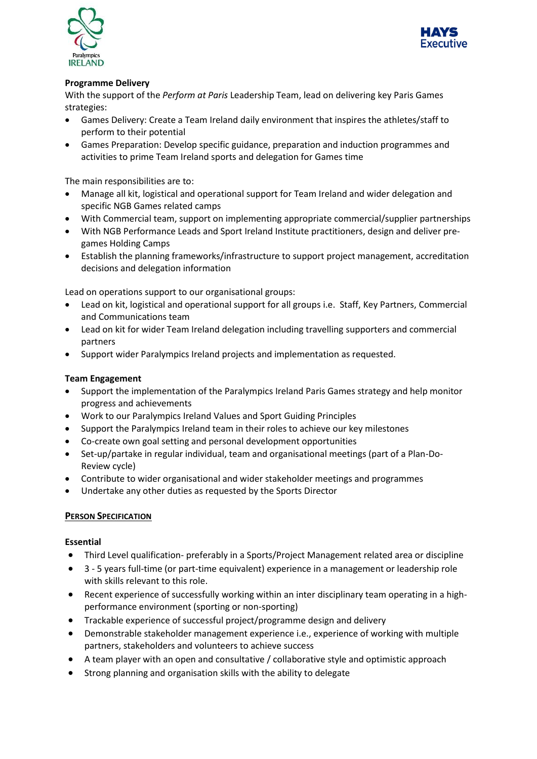**Programme Delivery**

With the support of the *Perform at Paris* Leadership Team, lead on delivering key Paris Games strategies:

- Games Delivery: Create a Team Ireland daily environment that inspires the athletes/staff to perform to their potential
- Games Preparation: Develop specific guidance, preparation and induction programmes and activities to prime Team Ireland sports and delegation for Games time

The main responsibilities are to:

- Manage all kit, logistical and operational support for Team Ireland and wider delegation and specific NGB Games related camps
- With Commercial team, support on implementing appropriate commercial/supplier partnerships
- With NGB Performance Leads and Sport Ireland Institute practitioners, design and deliver pre-games Holding Camps
- Establish the planning frameworks/infrastructure to support project management, accreditation decisions and delegation information

Lead on operations support to our organisational groups:

- Lead on kit, logistical and operational support for all groups i.e. Staff, Key Partners, Commercial and Communications team
- Lead on kit for wider Team Ireland delegation including travelling supporters and commercial partners
- Support wider Paralympics Ireland projects and implementation as requested.

**Team Engagement**

- Support the implementation of the Paralympics Ireland Paris Games strategy and help monitor progress and achievements
- Work to our Paralympics Ireland Values and Sport Guiding Principles
- Support the Paralympics Ireland team in their roles to achieve our key milestones
- Co-create own goal setting and personal development opportunities
- Set-up/partake in regular individual, team and organisational meetings (part of a Plan-Do-Review cycle)
- Contribute to wider organisational and wider stakeholder meetings and programmes
- Undertake any other duties as requested by the Sports Director

**PERSON SPECIFICATION**

**Essential**

- Third Level qualification- preferably in a Sports/Project Management related area or discipline
- 3 - 5 years full-time (or part-time equivalent) experience in a management or leadership role with skills relevant to this role.
- Recent experience of successfully working within an inter disciplinary team operating in a high-performance environment (sporting or non-sporting)
- Trackable experience of successful project/programme design and delivery
- Demonstrable stakeholder management experience i.e., experience of working with multiple partners, stakeholders and volunteers to achieve success
- A team player with an open and consultative / collaborative style and optimistic approach
- Strong planning and organisation skills with the ability to delegate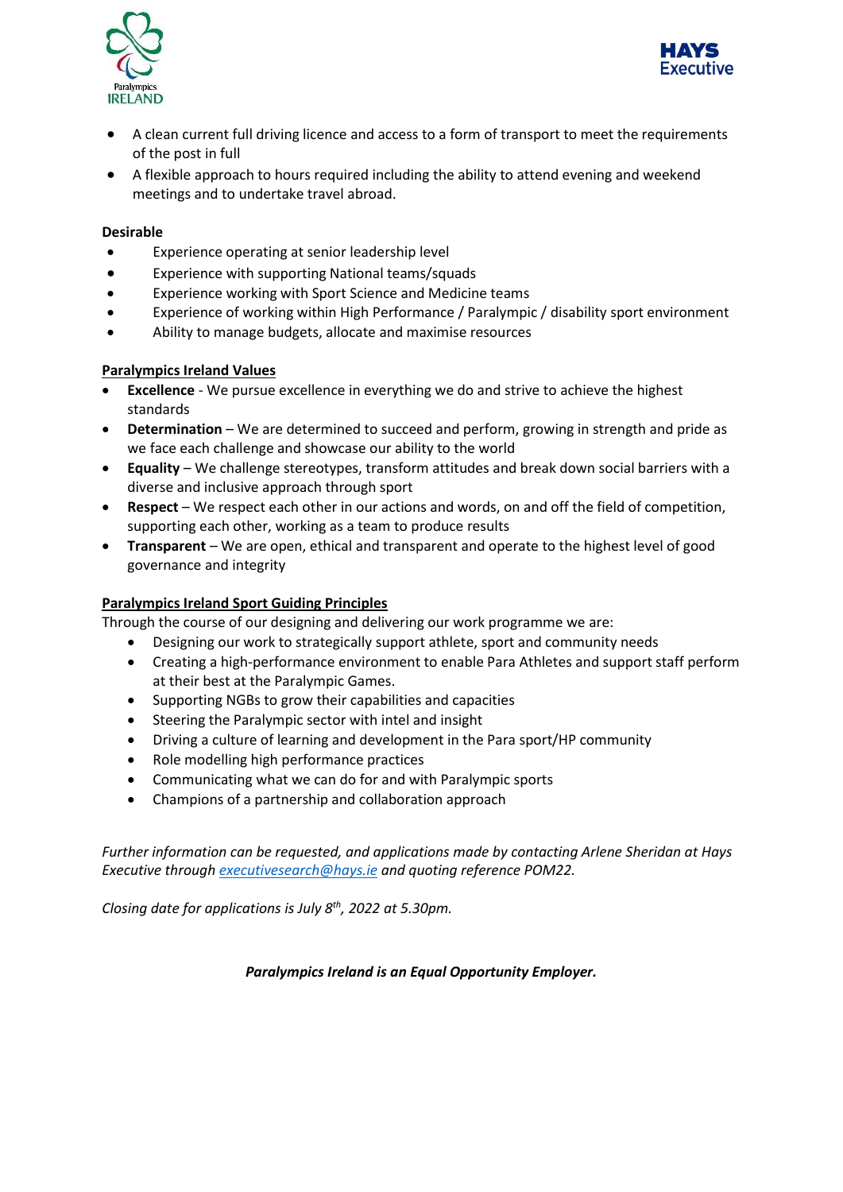- A clean current full driving licence and access to a form of transport to meet the requirements of the post in full
- A flexible approach to hours required including the ability to attend evening and weekend meetings and to undertake travel abroad.

**Desirable**

- Experience operating at senior leadership level
- Experience with supporting National teams/squads
- Experience working with Sport Science and Medicine teams
- Experience of working within High Performance / Paralympic / disability sport environment
- Ability to manage budgets, allocate and maximise resources

**Paralympics Ireland Values**

- **Excellence** - We pursue excellence in everything we do and strive to achieve the highest standards
- **Determination** – We are determined to succeed and perform, growing in strength and pride as we face each challenge and showcase our ability to the world
- **Equality** – We challenge stereotypes, transform attitudes and break down social barriers with a diverse and inclusive approach through sport
- **Respect** – We respect each other in our actions and words, on and off the field of competition, supporting each other, working as a team to produce results
- **Transparent** – We are open, ethical and transparent and operate to the highest level of good governance and integrity

**Paralympics Ireland Sport Guiding Principles**

Through the course of our designing and delivering our work programme we are:

- Designing our work to strategically support athlete, sport and community needs
- Creating a high-performance environment to enable Para Athletes and support staff perform at their best at the Paralympic Games.
- Supporting NGBs to grow their capabilities and capacities
- Steering the Paralympic sector with intel and insight
- Driving a culture of learning and development in the Para sport/HP community
- Role modelling high performance practices
- Communicating what we can do for and with Paralympic sports
- Champions of a partnership and collaboration approach

*Further information can be requested, and applications made by contacting Arlene Sheridan at Hays Executive through executivesearch@hays.ie and quoting reference POM22.*

*Closing date for applications is July 8th, 2022 at 5.30pm.*

***Paralympics Ireland is an Equal Opportunity Employer.***